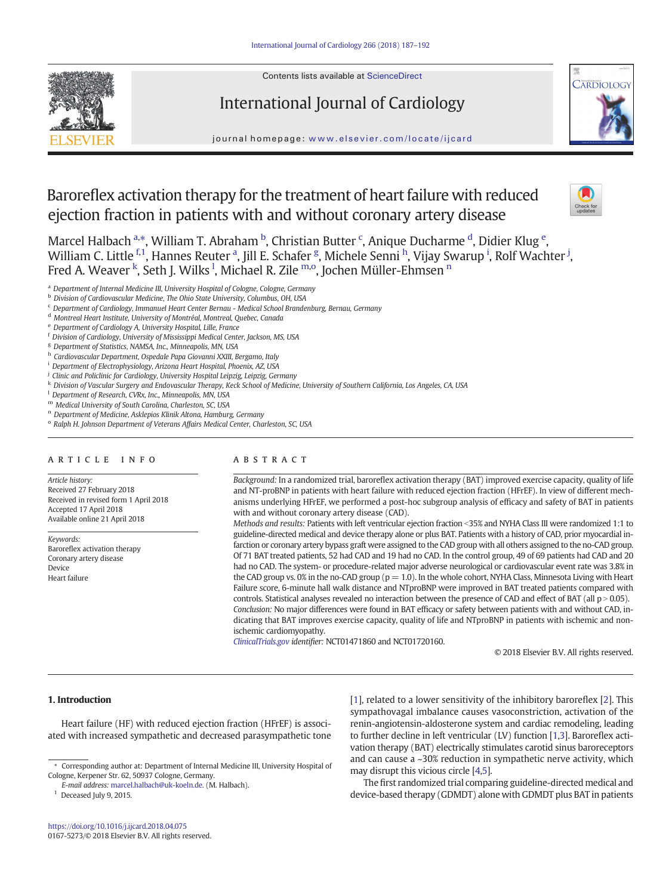# Baroreflex activation therapy for the treatment of heart failure with reduced ejection fraction in patients with and without coronary artery disease

Marcel Halbach [a,*], William T. Abraham [b], Christian Butter [c], Anique Ducharme [d], Didier Klug [e], William C. Little [f,1], Hannes Reuter [a], Jill E. Schafer [g], Michele Senni [h], Vijay Swarup [i], Rolf Wachter [j], Fred A. Weaver [k], Seth J. Wilks [l], Michael R. Zile [m,o], Jochen Müller-Ehmsen [n]

[a] Department of Internal Medicine III, University Hospital of Cologne, Cologne, Germany
[b] Division of Cardiovascular Medicine, The Ohio State University, Columbus, OH, USA
[c] Department of Cardiology, Immanuel Heart Center Bernau - Medical School Brandenburg, Bernau, Germany
[d] Montreal Heart Institute, University of Montréal, Montreal, Quebec, Canada
[e] Department of Cardiology A, University Hospital, Lille, France
[f] Division of Cardiology, University of Mississippi Medical Center, Jackson, MS, USA
[g] Department of Statistics, NAMSA, Inc., Minneapolis, MN, USA
[h] Cardiovascular Department, Ospedale Papa Giovanni XXIII, Bergamo, Italy
[i] Department of Electrophysiology, Arizona Heart Hospital, Phoenix, AZ, USA
[j] Clinic and Policlinic for Cardiology, University Hospital Leipzig, Leipzig, Germany
[k] Division of Vascular Surgery and Endovascular Therapy, Keck School of Medicine, University of Southern California, Los Angeles, CA, USA
[l] Department of Research, CVRx, Inc., Minneapolis, MN, USA
[m] Medical University of South Carolina, Charleston, SC, USA
[n] Department of Medicine, Asklepios Klinik Altona, Hamburg, Germany
[o] Ralph H. Johnson Department of Veterans Affairs Medical Center, Charleston, SC, USA

## ARTICLE INFO

*Article history:*
Received 27 February 2018
Received in revised form 1 April 2018
Accepted 17 April 2018
Available online 21 April 2018

*Keywords:*
Baroreflex activation therapy
Coronary artery disease
Device
Heart failure

## ABSTRACT

*Background:* In a randomized trial, baroreflex activation therapy (BAT) improved exercise capacity, quality of life and NT-proBNP in patients with heart failure with reduced ejection fraction (HFrEF). In view of different mechanisms underlying HFrEF, we performed a post-hoc subgroup analysis of efficacy and safety of BAT in patients with and without coronary artery disease (CAD).

*Methods and results:* Patients with left ventricular ejection fraction <35% and NYHA Class III were randomized 1:1 to guideline-directed medical and device therapy alone or plus BAT. Patients with a history of CAD, prior myocardial infarction or coronary artery bypass graft were assigned to the CAD group with all others assigned to the no-CAD group. Of 71 BAT treated patients, 52 had CAD and 19 had no CAD. In the control group, 49 of 69 patients had CAD and 20 had no CAD. The system- or procedure-related major adverse neurological or cardiovascular event rate was 3.8% in the CAD group vs. 0% in the no-CAD group ($p = 1.0$). In the whole cohort, NYHA Class, Minnesota Living with Heart Failure score, 6-minute hall walk distance and NTproBNP were improved in BAT treated patients compared with controls. Statistical analyses revealed no interaction between the presence of CAD and effect of BAT (all $p > 0.05$).

*Conclusion:* No major differences were found in BAT efficacy or safety between patients with and without CAD, indicating that BAT improves exercise capacity, quality of life and NTproBNP in patients with ischemic and non-ischemic cardiomyopathy.

*ClinicalTrials.gov identifier:* NCT01471860 and NCT01720160.

© 2018 Elsevier B.V. All rights reserved.

## 1. Introduction

Heart failure (HF) with reduced ejection fraction (HFrEF) is associated with increased sympathetic and decreased parasympathetic tone [1], related to a lower sensitivity of the inhibitory baroreflex [2]. This sympathovagal imbalance causes vasoconstriction, activation of the renin-angiotensin-aldosterone system and cardiac remodeling, leading to further decline in left ventricular (LV) function [1,3]. Baroreflex activation therapy (BAT) electrically stimulates carotid sinus baroreceptors and can cause a ~30% reduction in sympathetic nerve activity, which may disrupt this vicious circle [4,5].

The first randomized trial comparing guideline-directed medical and device-based therapy (GDMDT) alone with GDMDT plus BAT in patients

* Corresponding author at: Department of Internal Medicine III, University Hospital of Cologne, Kerpener Str. 62, 50937 Cologne, Germany.
E-mail address: marcel.halbach@uk-koeln.de. (M. Halbach).

1 Deceased July 9, 2015.

https://doi.org/10.1016/j.ijcard.2018.04.075
0167-5273/© 2018 Elsevier B.V. All rights reserved.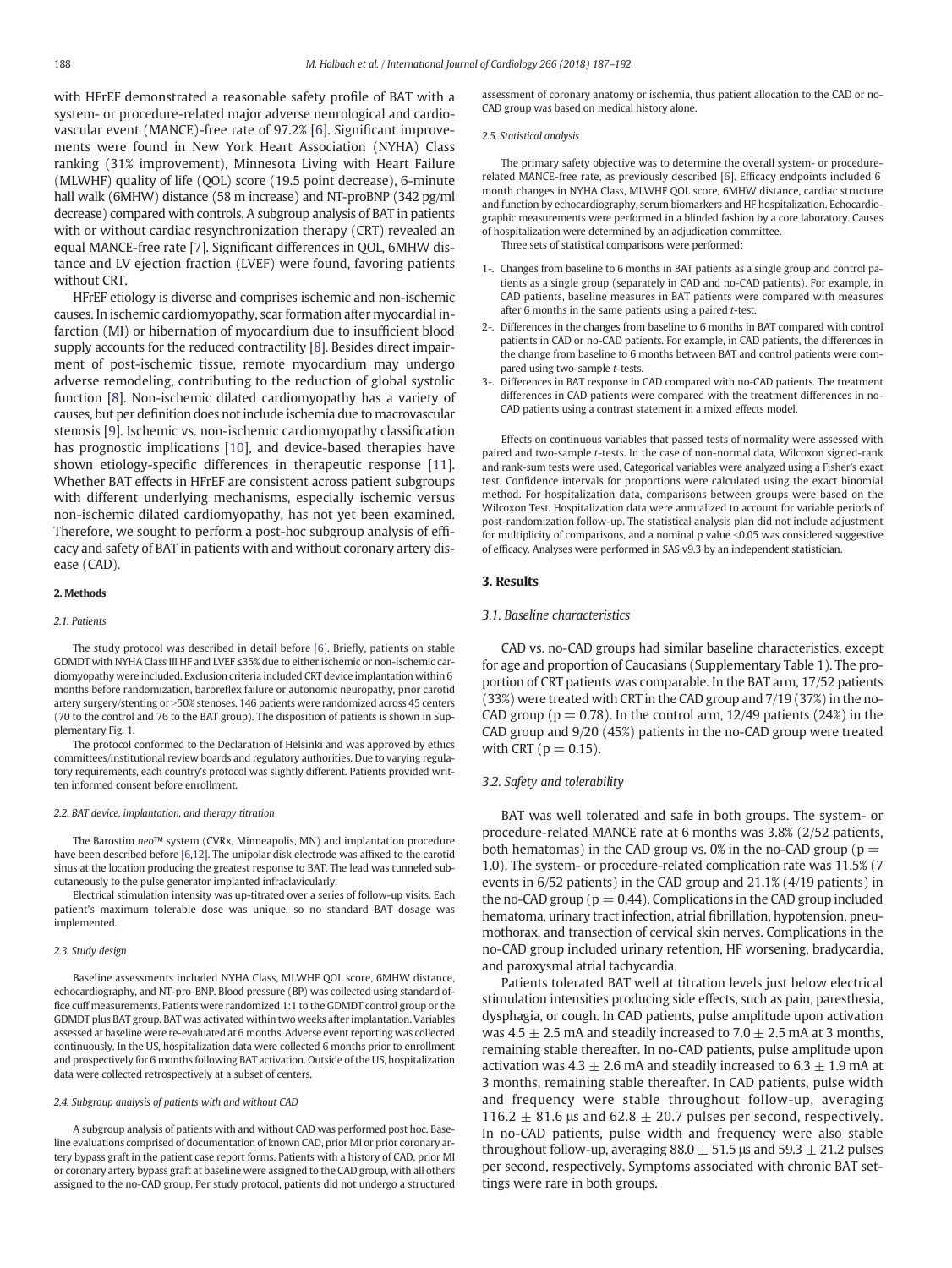with HFrEF demonstrated a reasonable safety profile of BAT with a system- or procedure-related major adverse neurological and cardiovascular event (MANCE)-free rate of 97.2% [6]. Significant improvements were found in New York Heart Association (NYHA) Class ranking (31% improvement), Minnesota Living with Heart Failure (MLWHF) quality of life (QOL) score (19.5 point decrease), 6-minute hall walk (6MHW) distance (58 m increase) and NT-proBNP (342 pg/ml decrease) compared with controls. A subgroup analysis of BAT in patients with or without cardiac resynchronization therapy (CRT) revealed an equal MANCE-free rate [7]. Significant differences in QOL, 6MHW distance and LV ejection fraction (LVEF) were found, favoring patients without CRT.

HFrEF etiology is diverse and comprises ischemic and non-ischemic causes. In ischemic cardiomyopathy, scar formation after myocardial infarction (MI) or hibernation of myocardium due to insufficient blood supply accounts for the reduced contractility [8]. Besides direct impairment of post-ischemic tissue, remote myocardium may undergo adverse remodeling, contributing to the reduction of global systolic function [8]. Non-ischemic dilated cardiomyopathy has a variety of causes, but per definition does not include ischemia due to macrovascular stenosis [9]. Ischemic vs. non-ischemic cardiomyopathy classification has prognostic implications [10], and device-based therapies have shown etiology-specific differences in therapeutic response [11]. Whether BAT effects in HFrEF are consistent across patient subgroups with different underlying mechanisms, especially ischemic versus non-ischemic dilated cardiomyopathy, has not yet been examined. Therefore, we sought to perform a post-hoc subgroup analysis of efficacy and safety of BAT in patients with and without coronary artery disease (CAD).

## 2. Methods

### 2.1. Patients

The study protocol was described in detail before [6]. Briefly, patients on stable GDMDT with NYHA Class III HF and LVEF ≤35% due to either ischemic or non-ischemic cardiomyopathy were included. Exclusion criteria included CRT device implantation within 6 months before randomization, baroreflex failure or autonomic neuropathy, prior carotid artery surgery/stenting or >50% stenoses. 146 patients were randomized across 45 centers (70 to the control and 76 to the BAT group). The disposition of patients is shown in Supplementary Fig. 1.

The protocol conformed to the Declaration of Helsinki and was approved by ethics committees/institutional review boards and regulatory authorities. Due to varying regulatory requirements, each country's protocol was slightly different. Patients provided written informed consent before enrollment.

### 2.2. BAT device, implantation, and therapy titration

The Barostim *neo*™ system (CVRx, Minneapolis, MN) and implantation procedure have been described before [6,12]. The unipolar disk electrode was affixed to the carotid sinus at the location producing the greatest response to BAT. The lead was tunneled subcutaneously to the pulse generator implanted infraclavicularly.

Electrical stimulation intensity was up-titrated over a series of follow-up visits. Each patient's maximum tolerable dose was unique, so no standard BAT dosage was implemented.

### 2.3. Study design

Baseline assessments included NYHA Class, MLWHF QOL score, 6MHW distance, echocardiography, and NT-pro-BNP. Blood pressure (BP) was collected using standard of-fice cuff measurements. Patients were randomized 1:1 to the GDMDT control group or the GDMDT plus BAT group. BAT was activated within two weeks after implantation. Variables assessed at baseline were re-evaluated at 6 months. Adverse event reporting was collected continuously. In the US, hospitalization data were collected 6 months prior to enrollment and prospectively for 6 months following BAT activation. Outside of the US, hospitalization data were collected retrospectively at a subset of centers.

### 2.4. Subgroup analysis of patients with and without CAD

A subgroup analysis of patients with and without CAD was performed post hoc. Baseline evaluations comprised of documentation of known CAD, prior MI or prior coronary artery bypass graft in the patient case report forms. Patients with a history of CAD, prior MI or coronary artery bypass graft at baseline were assigned to the CAD group, with all others assigned to the no-CAD group. Per study protocol, patients did not undergo a structured assessment of coronary anatomy or ischemia, thus patient allocation to the CAD or no-CAD group was based on medical history alone.

### 2.5. Statistical analysis

The primary safety objective was to determine the overall system- or procedure-related MANCE-free rate, as previously described [6]. Efficacy endpoints included 6 month changes in NYHA Class, MLWHF QOL score, 6MHW distance, cardiac structure and function by echocardiography, serum biomarkers and HF hospitalization. Echocardiographic measurements were performed in a blinded fashion by a core laboratory. Causes of hospitalization were determined by an adjudication committee.

Three sets of statistical comparisons were performed:

1-. Changes from baseline to 6 months in BAT patients as a single group and control patients as a single group (separately in CAD and no-CAD patients). For example, in CAD patients, baseline measures in BAT patients were compared with measures after 6 months in the same patients using a paired *t*-test.

2-. Differences in the changes from baseline to 6 months in BAT compared with control patients in CAD or no-CAD patients. For example, in CAD patients, the differences in the change from baseline to 6 months between BAT and control patients were compared using two-sample *t*-tests.

3-. Differences in BAT response in CAD compared with no-CAD patients. The treatment differences in CAD patients were compared with the treatment differences in no-CAD patients using a contrast statement in a mixed effects model.

Effects on continuous variables that passed tests of normality were assessed with paired and two-sample *t*-tests. In the case of non-normal data, Wilcoxon signed-rank and rank-sum tests were used. Categorical variables were analyzed using a Fisher's exact test. Confidence intervals for proportions were calculated using the exact binomial method. For hospitalization data, comparisons between groups were based on the Wilcoxon Test. Hospitalization data were annualized to account for variable periods of post-randomization follow-up. The statistical analysis plan did not include adjustment for multiplicity of comparisons, and a nominal p value <0.05 was considered suggestive of efficacy. Analyses were performed in SAS v9.3 by an independent statistician.

## 3. Results

### 3.1. Baseline characteristics

CAD vs. no-CAD groups had similar baseline characteristics, except for age and proportion of Caucasians (Supplementary Table 1). The proportion of CRT patients was comparable. In the BAT arm, 17/52 patients (33%) were treated with CRT in the CAD group and 7/19 (37%) in the no-CAD group ($p = 0.78$). In the control arm, 12/49 patients (24%) in the CAD group and 9/20 (45%) patients in the no-CAD group were treated with CRT ($p = 0.15$).

### 3.2. Safety and tolerability

BAT was well tolerated and safe in both groups. The system- or procedure-related MANCE rate at 6 months was 3.8% (2/52 patients, both hematomas) in the CAD group vs. 0% in the no-CAD group ($p = 1.0$). The system- or procedure-related complication rate was 11.5% (7 events in 6/52 patients) in the CAD group and 21.1% (4/19 patients) in the no-CAD group ($p = 0.44$). Complications in the CAD group included hematoma, urinary tract infection, atrial fibrillation, hypotension, pneumothorax, and transection of cervical skin nerves. Complications in the no-CAD group included urinary retention, HF worsening, bradycardia, and paroxysmal atrial tachycardia.

Patients tolerated BAT well at titration levels just below electrical stimulation intensities producing side effects, such as pain, paresthesia, dysphagia, or cough. In CAD patients, pulse amplitude upon activation was $4.5 \pm 2.5$ mA and steadily increased to $7.0 \pm 2.5$ mA at 3 months, remaining stable thereafter. In no-CAD patients, pulse amplitude upon activation was $4.3 \pm 2.6$ mA and steadily increased to $6.3 \pm 1.9$ mA at 3 months, remaining stable thereafter. In CAD patients, pulse width and frequency were stable throughout follow-up, averaging $116.2 \pm 81.6$ µs and $62.8 \pm 20.7$ pulses per second, respectively. In no-CAD patients, pulse width and frequency were also stable throughout follow-up, averaging $88.0 \pm 51.5$ µs and $59.3 \pm 21.2$ pulses per second, respectively. Symptoms associated with chronic BAT settings were rare in both groups.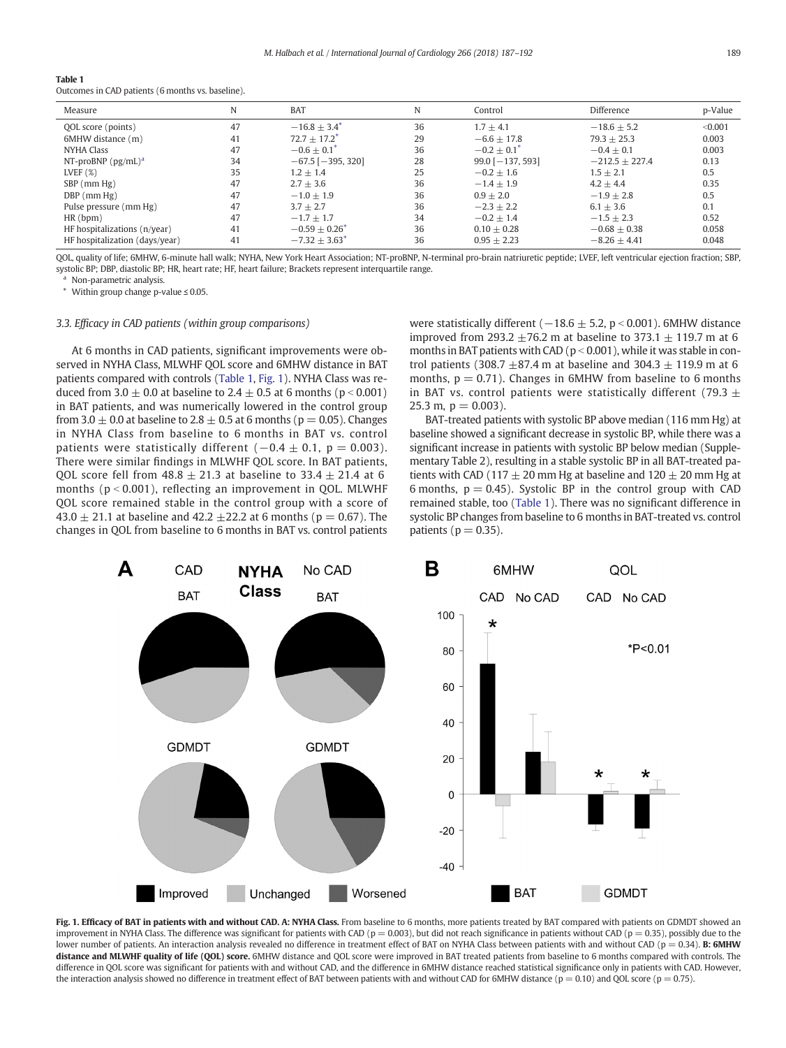**Table 1**
Outcomes in CAD patients (6 months vs. baseline).

| Measure | N | BAT | N | Control | Difference | p-Value |
|---|---|---|---|---|---|---|
| QOL score (points) | 47 | $-16.8 \pm 3.4$* | 36 | $1.7 \pm 4.1$ | $-18.6 \pm 5.2$ | <0.001 |
| 6MHW distance (m) | 41 | $72.7 \pm 17.2$* | 29 | $-6.6 \pm 17.8$ | $79.3 \pm 25.3$ | 0.003 |
| NYHA Class | 47 | $-0.6 \pm 0.1$* | 36 | $-0.2 \pm 0.1$* | $-0.4 \pm 0.1$ | 0.003 |
| NT-proBNP (pg/mL)[a] | 34 | −67.5 [−395, 320] | 28 | 99.0 [−137, 593] | $-212.5 \pm 227.4$ | 0.13 |
| LVEF (%) | 35 | $1.2 \pm 1.4$ | 25 | $-0.2 \pm 1.6$ | $1.5 \pm 2.1$ | 0.5 |
| SBP (mm Hg) | 47 | $2.7 \pm 3.6$ | 36 | $-1.4 \pm 1.9$ | $4.2 \pm 4.4$ | 0.35 |
| DBP (mm Hg) | 47 | $-1.0 \pm 1.9$ | 36 | $0.9 \pm 2.0$ | $-1.9 \pm 2.8$ | 0.5 |
| Pulse pressure (mm Hg) | 47 | $3.7 \pm 2.7$ | 36 | $-2.3 \pm 2.2$ | $6.1 \pm 3.6$ | 0.1 |
| HR (bpm) | 47 | $-1.7 \pm 1.7$ | 34 | $-0.2 \pm 1.4$ | $-1.5 \pm 2.3$ | 0.52 |
| HF hospitalizations (n/year) | 41 | $-0.59 \pm 0.26$* | 36 | $0.10 \pm 0.28$ | $-0.68 \pm 0.38$ | 0.058 |
| HF hospitalization (days/year) | 41 | $-7.32 \pm 3.63$* | 36 | $0.95 \pm 2.23$ | $-8.26 \pm 4.41$ | 0.048 |

QOL, quality of life; 6MHW, 6-minute hall walk; NYHA, New York Heart Association; NT-proBNP, N-terminal pro-brain natriuretic peptide; LVEF, left ventricular ejection fraction; SBP, systolic BP; DBP, diastolic BP; HR, heart rate; HF, heart failure; Brackets represent interquartile range.

[a] Non-parametric analysis.

\* Within group change p-value ≤ 0.05.

### 3.3. Efficacy in CAD patients (within group comparisons)

At 6 months in CAD patients, significant improvements were observed in NYHA Class, MLWHF QOL score and 6MHW distance in BAT patients compared with controls (Table 1, Fig. 1). NYHA Class was reduced from $3.0 \pm 0.0$ at baseline to $2.4 \pm 0.5$ at 6 months ($p < 0.001$) in BAT patients, and was numerically lowered in the control group from $3.0 \pm 0.0$ at baseline to $2.8 \pm 0.5$ at 6 months ($p = 0.05$). Changes in NYHA Class from baseline to 6 months in BAT vs. control patients were statistically different ($-0.4 \pm 0.1$, $p = 0.003$). There were similar findings in MLWHF QOL score. In BAT patients, QOL score fell from $48.8 \pm 21.3$ at baseline to $33.4 \pm 21.4$ at 6 months ($p < 0.001$), reflecting an improvement in QOL. MLWHF QOL score remained stable in the control group with a score of $43.0 \pm 21.1$ at baseline and $42.2 \pm 22.2$ at 6 months ($p = 0.67$). The changes in QOL from baseline to 6 months in BAT vs. control patients were statistically different ($-18.6 \pm 5.2$, $p < 0.001$). 6MHW distance improved from $293.2 \pm 76.2$ m at baseline to $373.1 \pm 119.7$ m at 6 months in BAT patients with CAD ($p < 0.001$), while it was stable in control patients ($308.7 \pm 87.4$ m at baseline and $304.3 \pm 119.9$ m at 6 months, $p = 0.71$). Changes in 6MHW from baseline to 6 months in BAT vs. control patients were statistically different ($79.3 \pm 25.3$ m, $p = 0.003$).

BAT-treated patients with systolic BP above median (116 mm Hg) at baseline showed a significant decrease in systolic BP, while there was a significant increase in patients with systolic BP below median (Supplementary Table 2), resulting in a stable systolic BP in all BAT-treated patients with CAD ($117 \pm 20$ mm Hg at baseline and $120 \pm 20$ mm Hg at 6 months, $p = 0.45$). Systolic BP in the control group with CAD remained stable, too (Table 1). There was no significant difference in systolic BP changes from baseline to 6 months in BAT-treated vs. control patients ($p = 0.35$).

**Fig. 1. Efficacy of BAT in patients with and without CAD. A: NYHA Class.** From baseline to 6 months, more patients treated by BAT compared with patients on GDMDT showed an improvement in NYHA Class. The difference was significant for patients with CAD ($p = 0.003$), but did not reach significance in patients without CAD ($p = 0.35$), possibly due to the lower number of patients. An interaction analysis revealed no difference in treatment effect of BAT on NYHA Class between patients with and without CAD ($p = 0.34$). **B: 6MHW distance and MLWHF quality of life (QOL) score.** 6MHW distance and QOL score were improved in BAT treated patients from baseline to 6 months compared with controls. The difference in QOL score was significant for patients with and without CAD, and the difference in 6MHW distance reached statistical significance only in patients with CAD. However, the interaction analysis showed no difference in treatment effect of BAT between patients with and without CAD for 6MHW distance ($p = 0.10$) and QOL score ($p = 0.75$).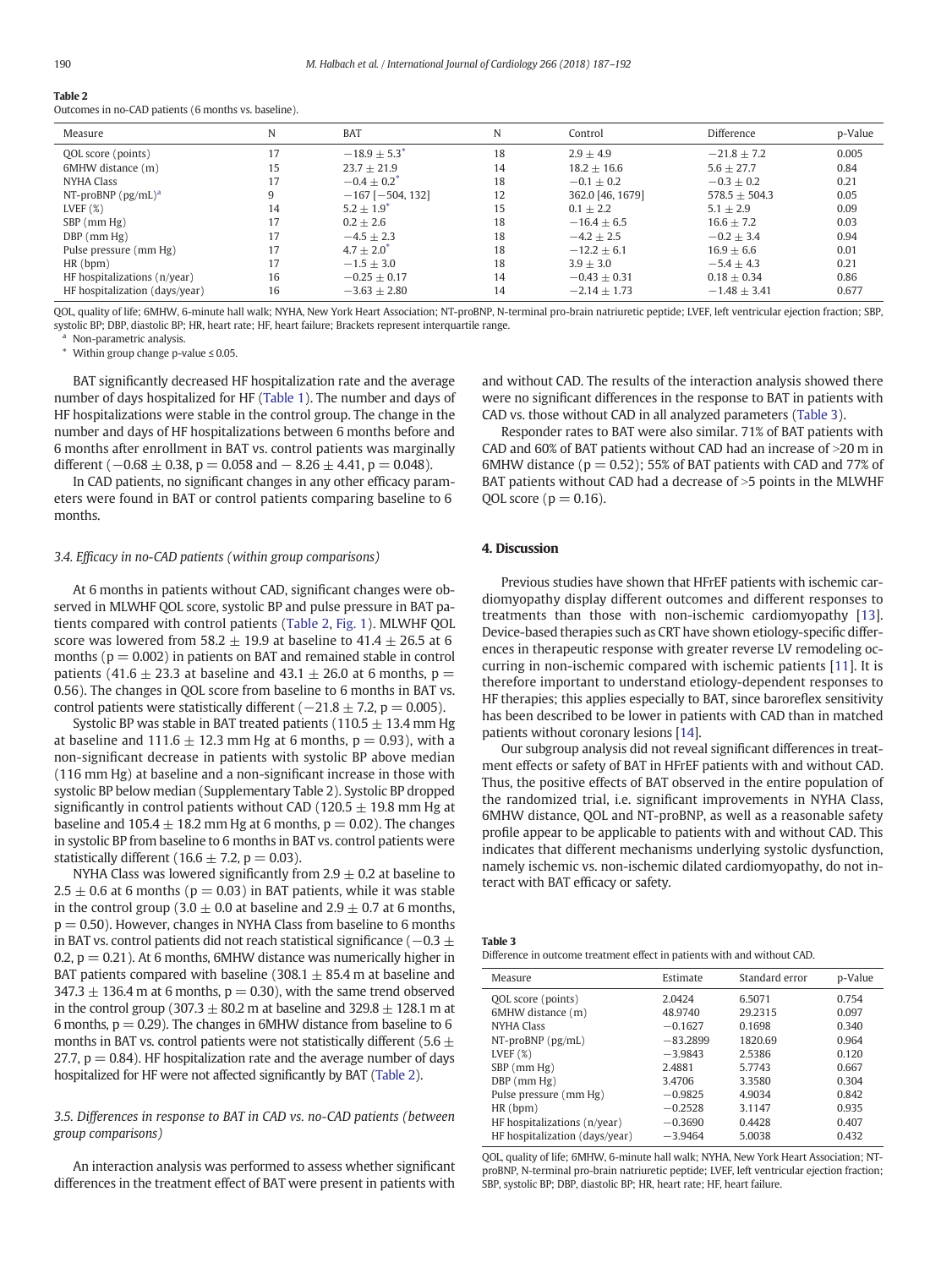**Table 2**
Outcomes in no-CAD patients (6 months vs. baseline).

| Measure | N | BAT | N | Control | Difference | p-Value |
|---|---|---|---|---|---|---|
| QOL score (points) | 17 | $-18.9 \pm 5.3^{*}$ | 18 | $2.9 \pm 4.9$ | $-21.8 \pm 7.2$ | 0.005 |
| 6MHW distance (m) | 15 | $23.7 \pm 21.9$ | 14 | $18.2 \pm 16.6$ | $5.6 \pm 27.7$ | 0.84 |
| NYHA Class | 17 | $-0.4 \pm 0.2^{*}$ | 18 | $-0.1 \pm 0.2$ | $-0.3 \pm 0.2$ | 0.21 |
| NT-proBNP (pg/mL)[a] | 9 | −167 [−504, 132] | 12 | 362.0 [46, 1679] | $578.5 \pm 504.3$ | 0.05 |
| LVEF (%) | 14 | $5.2 \pm 1.9^{*}$ | 15 | $0.1 \pm 2.2$ | $5.1 \pm 2.9$ | 0.09 |
| SBP (mm Hg) | 17 | $0.2 \pm 2.6$ | 18 | $-16.4 \pm 6.5$ | $16.6 \pm 7.2$ | 0.03 |
| DBP (mm Hg) | 17 | $-4.5 \pm 2.3$ | 18 | $-4.2 \pm 2.5$ | $-0.2 \pm 3.4$ | 0.94 |
| Pulse pressure (mm Hg) | 17 | $4.7 \pm 2.0^{*}$ | 18 | $-12.2 \pm 6.1$ | $16.9 \pm 6.6$ | 0.01 |
| HR (bpm) | 17 | $-1.5 \pm 3.0$ | 18 | $3.9 \pm 3.0$ | $-5.4 \pm 4.3$ | 0.21 |
| HF hospitalizations (n/year) | 16 | $-0.25 \pm 0.17$ | 14 | $-0.43 \pm 0.31$ | $0.18 \pm 0.34$ | 0.86 |
| HF hospitalization (days/year) | 16 | $-3.63 \pm 2.80$ | 14 | $-2.14 \pm 1.73$ | $-1.48 \pm 3.41$ | 0.677 |

QOL, quality of life; 6MHW, 6-minute hall walk; NYHA, New York Heart Association; NT-proBNP, N-terminal pro-brain natriuretic peptide; LVEF, left ventricular ejection fraction; SBP, systolic BP; DBP, diastolic BP; HR, heart rate; HF, heart failure; Brackets represent interquartile range.

[a] Non-parametric analysis.

[*] Within group change p-value ≤ 0.05.

BAT significantly decreased HF hospitalization rate and the average number of days hospitalized for HF (Table 1). The number and days of HF hospitalizations were stable in the control group. The change in the number and days of HF hospitalizations between 6 months before and 6 months after enrollment in BAT vs. control patients was marginally different ($-0.68 \pm 0.38$, $p = 0.058$ and $-8.26 \pm 4.41$, $p = 0.048$).

In CAD patients, no significant changes in any other efficacy parameters were found in BAT or control patients comparing baseline to 6 months.

### 3.4. Efficacy in no-CAD patients (within group comparisons)

At 6 months in patients without CAD, significant changes were observed in MLWHF QOL score, systolic BP and pulse pressure in BAT patients compared with control patients (Table 2, Fig. 1). MLWHF QOL score was lowered from $58.2 \pm 19.9$ at baseline to $41.4 \pm 26.5$ at 6 months ($p = 0.002$) in patients on BAT and remained stable in control patients ($41.6 \pm 23.3$ at baseline and $43.1 \pm 26.0$ at 6 months, $p = 0.56$). The changes in QOL score from baseline to 6 months in BAT vs. control patients were statistically different ($-21.8 \pm 7.2$, $p = 0.005$).

Systolic BP was stable in BAT treated patients ($110.5 \pm 13.4$ mm Hg at baseline and $111.6 \pm 12.3$ mm Hg at 6 months, $p = 0.93$), with a non-significant decrease in patients with systolic BP above median (116 mm Hg) at baseline and a non-significant increase in those with systolic BP below median (Supplementary Table 2). Systolic BP dropped significantly in control patients without CAD ($120.5 \pm 19.8$ mm Hg at baseline and $105.4 \pm 18.2$ mm Hg at 6 months, $p = 0.02$). The changes in systolic BP from baseline to 6 months in BAT vs. control patients were statistically different ($16.6 \pm 7.2$, $p = 0.03$).

NYHA Class was lowered significantly from $2.9 \pm 0.2$ at baseline to $2.5 \pm 0.6$ at 6 months ($p = 0.03$) in BAT patients, while it was stable in the control group ($3.0 \pm 0.0$ at baseline and $2.9 \pm 0.7$ at 6 months, $p = 0.50$). However, changes in NYHA Class from baseline to 6 months in BAT vs. control patients did not reach statistical significance ($-0.3 \pm 0.2$, $p = 0.21$). At 6 months, 6MHW distance was numerically higher in BAT patients compared with baseline ($308.1 \pm 85.4$ m at baseline and $347.3 \pm 136.4$ m at 6 months, $p = 0.30$), with the same trend observed in the control group ($307.3 \pm 80.2$ m at baseline and $329.8 \pm 128.1$ m at 6 months, $p = 0.29$). The changes in 6MHW distance from baseline to 6 months in BAT vs. control patients were not statistically different ($5.6 \pm 27.7$, $p = 0.84$). HF hospitalization rate and the average number of days hospitalized for HF were not affected significantly by BAT (Table 2).

### 3.5. Differences in response to BAT in CAD vs. no-CAD patients (between group comparisons)

An interaction analysis was performed to assess whether significant differences in the treatment effect of BAT were present in patients with and without CAD. The results of the interaction analysis showed there were no significant differences in the response to BAT in patients with CAD vs. those without CAD in all analyzed parameters (Table 3).

Responder rates to BAT were also similar. 71% of BAT patients with CAD and 60% of BAT patients without CAD had an increase of >20 m in 6MHW distance ($p = 0.52$); 55% of BAT patients with CAD and 77% of BAT patients without CAD had a decrease of >5 points in the MLWHF QOL score ($p = 0.16$).

## 4. Discussion

Previous studies have shown that HFrEF patients with ischemic cardiomyopathy display different outcomes and different responses to treatments than those with non-ischemic cardiomyopathy [13]. Device-based therapies such as CRT have shown etiology-specific differences in therapeutic response with greater reverse LV remodeling occurring in non-ischemic compared with ischemic patients [11]. It is therefore important to understand etiology-dependent responses to HF therapies; this applies especially to BAT, since baroreflex sensitivity has been described to be lower in patients with CAD than in matched patients without coronary lesions [14].

Our subgroup analysis did not reveal significant differences in treatment effects or safety of BAT in HFrEF patients with and without CAD. Thus, the positive effects of BAT observed in the entire population of the randomized trial, i.e. significant improvements in NYHA Class, 6MHW distance, QOL and NT-proBNP, as well as a reasonable safety profile appear to be applicable to patients with and without CAD. This indicates that different mechanisms underlying systolic dysfunction, namely ischemic vs. non-ischemic dilated cardiomyopathy, do not interact with BAT efficacy or safety.

**Table 3**
Difference in outcome treatment effect in patients with and without CAD.

| Measure | Estimate | Standard error | p-Value |
|---|---|---|---|
| QOL score (points) | 2.0424 | 6.5071 | 0.754 |
| 6MHW distance (m) | 48.9740 | 29.2315 | 0.097 |
| NYHA Class | −0.1627 | 0.1698 | 0.340 |
| NT-proBNP (pg/mL) | −83.2899 | 1820.69 | 0.964 |
| LVEF (%) | −3.9843 | 2.5386 | 0.120 |
| SBP (mm Hg) | 2.4881 | 5.7743 | 0.667 |
| DBP (mm Hg) | 3.4706 | 3.3580 | 0.304 |
| Pulse pressure (mm Hg) | −0.9825 | 4.9034 | 0.842 |
| HR (bpm) | −0.2528 | 3.1147 | 0.935 |
| HF hospitalizations (n/year) | −0.3690 | 0.4428 | 0.407 |
| HF hospitalization (days/year) | −3.9464 | 5.0038 | 0.432 |

QOL, quality of life; 6MHW, 6-minute hall walk; NYHA, New York Heart Association; NT-proBNP, N-terminal pro-brain natriuretic peptide; LVEF, left ventricular ejection fraction; SBP, systolic BP; DBP, diastolic BP; HR, heart rate; HF, heart failure.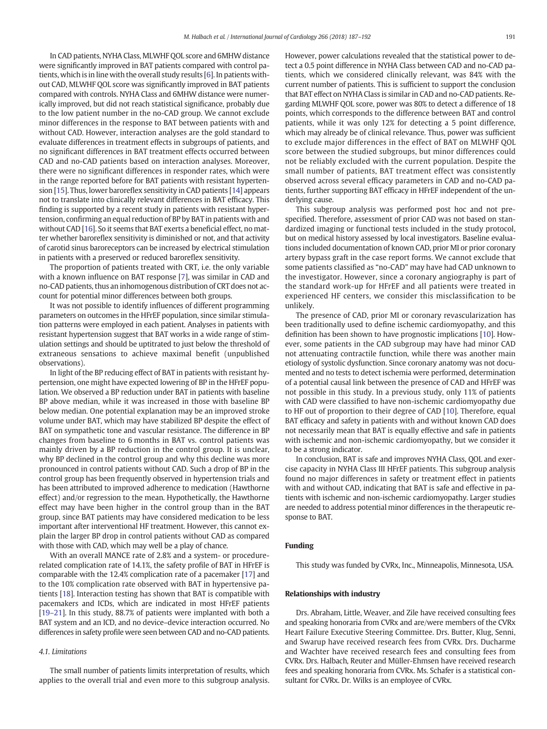In CAD patients, NYHA Class, MLWHF QOL score and 6MHW distance were significantly improved in BAT patients compared with control patients, which is in line with the overall study results [6]. In patients without CAD, MLWHF QOL score was significantly improved in BAT patients compared with controls. NYHA Class and 6MHW distance were numerically improved, but did not reach statistical significance, probably due to the low patient number in the no-CAD group. We cannot exclude minor differences in the response to BAT between patients with and without CAD. However, interaction analyses are the gold standard to evaluate differences in treatment effects in subgroups of patients, and no significant differences in BAT treatment effects occurred between CAD and no-CAD patients based on interaction analyses. Moreover, there were no significant differences in responder rates, which were in the range reported before for BAT patients with resistant hypertension [15]. Thus, lower baroreflex sensitivity in CAD patients [14] appears not to translate into clinically relevant differences in BAT efficacy. This finding is supported by a recent study in patients with resistant hypertension, confirming an equal reduction of BP by BAT in patients with and without CAD [16]. So it seems that BAT exerts a beneficial effect, no matter whether baroreflex sensitivity is diminished or not, and that activity of carotid sinus baroreceptors can be increased by electrical stimulation in patients with a preserved or reduced baroreflex sensitivity.

The proportion of patients treated with CRT, i.e. the only variable with a known influence on BAT response [7], was similar in CAD and no-CAD patients, thus an inhomogenous distribution of CRT does not account for potential minor differences between both groups.

It was not possible to identify influences of different programming parameters on outcomes in the HFrEF population, since similar stimulation patterns were employed in each patient. Analyses in patients with resistant hypertension suggest that BAT works in a wide range of stimulation settings and should be uptitrated to just below the threshold of extraneous sensations to achieve maximal benefit (unpublished observations).

In light of the BP reducing effect of BAT in patients with resistant hypertension, one might have expected lowering of BP in the HFrEF population. We observed a BP reduction under BAT in patients with baseline BP above median, while it was increased in those with baseline BP below median. One potential explanation may be an improved stroke volume under BAT, which may have stabilized BP despite the effect of BAT on sympathetic tone and vascular resistance. The difference in BP changes from baseline to 6 months in BAT vs. control patients was mainly driven by a BP reduction in the control group. It is unclear, why BP declined in the control group and why this decline was more pronounced in control patients without CAD. Such a drop of BP in the control group has been frequently observed in hypertension trials and has been attributed to improved adherence to medication (Hawthorne effect) and/or regression to the mean. Hypothetically, the Hawthorne effect may have been higher in the control group than in the BAT group, since BAT patients may have considered medication to be less important after interventional HF treatment. However, this cannot explain the larger BP drop in control patients without CAD as compared with those with CAD, which may well be a play of chance.

With an overall MANCE rate of 2.8% and a system- or procedure-related complication rate of 14.1%, the safety profile of BAT in HFrEF is comparable with the 12.4% complication rate of a pacemaker [17] and to the 10% complication rate observed with BAT in hypertensive patients [18]. Interaction testing has shown that BAT is compatible with pacemakers and ICDs, which are indicated in most HFrEF patients [19–21]. In this study, 88.7% of patients were implanted with both a BAT system and an ICD, and no device–device interaction occurred. No differences in safety profile were seen between CAD and no-CAD patients.

### 4.1. Limitations

The small number of patients limits interpretation of results, which applies to the overall trial and even more to this subgroup analysis. However, power calculations revealed that the statistical power to detect a 0.5 point difference in NYHA Class between CAD and no-CAD patients, which we considered clinically relevant, was 84% with the current number of patients. This is sufficient to support the conclusion that BAT effect on NYHA Class is similar in CAD and no-CAD patients. Regarding MLWHF QOL score, power was 80% to detect a difference of 18 points, which corresponds to the difference between BAT and control patients, while it was only 12% for detecting a 5 point difference, which may already be of clinical relevance. Thus, power was sufficient to exclude major differences in the effect of BAT on MLWHF QOL score between the studied subgroups, but minor differences could not be reliably excluded with the current population. Despite the small number of patients, BAT treatment effect was consistently observed across several efficacy parameters in CAD and no-CAD patients, further supporting BAT efficacy in HFrEF independent of the underlying cause.

This subgroup analysis was performed post hoc and not prespecified. Therefore, assessment of prior CAD was not based on standardized imaging or functional tests included in the study protocol, but on medical history assessed by local investigators. Baseline evaluations included documentation of known CAD, prior MI or prior coronary artery bypass graft in the case report forms. We cannot exclude that some patients classified as "no-CAD" may have had CAD unknown to the investigator. However, since a coronary angiography is part of the standard work-up for HFrEF and all patients were treated in experienced HF centers, we consider this misclassification to be unlikely.

The presence of CAD, prior MI or coronary revascularization has been traditionally used to define ischemic cardiomyopathy, and this definition has been shown to have prognostic implications [10]. However, some patients in the CAD subgroup may have had minor CAD not attenuating contractile function, while there was another main etiology of systolic dysfunction. Since coronary anatomy was not documented and no tests to detect ischemia were performed, determination of a potential causal link between the presence of CAD and HFrEF was not possible in this study. In a previous study, only 11% of patients with CAD were classified to have non-ischemic cardiomyopathy due to HF out of proportion to their degree of CAD [10]. Therefore, equal BAT efficacy and safety in patients with and without known CAD does not necessarily mean that BAT is equally effective and safe in patients with ischemic and non-ischemic cardiomyopathy, but we consider it to be a strong indicator.

In conclusion, BAT is safe and improves NYHA Class, QOL and exercise capacity in NYHA Class III HFrEF patients. This subgroup analysis found no major differences in safety or treatment effect in patients with and without CAD, indicating that BAT is safe and effective in patients with ischemic and non-ischemic cardiomyopathy. Larger studies are needed to address potential minor differences in the therapeutic response to BAT.

## Funding

This study was funded by CVRx, Inc., Minneapolis, Minnesota, USA.

## Relationships with industry

Drs. Abraham, Little, Weaver, and Zile have received consulting fees and speaking honoraria from CVRx and are/were members of the CVRx Heart Failure Executive Steering Committee. Drs. Butter, Klug, Senni, and Swarup have received research fees from CVRx. Drs. Ducharme and Wachter have received research fees and consulting fees from CVRx. Drs. Halbach, Reuter and Müller-Ehmsen have received research fees and speaking honoraria from CVRx. Ms. Schafer is a statistical consultant for CVRx. Dr. Wilks is an employee of CVRx.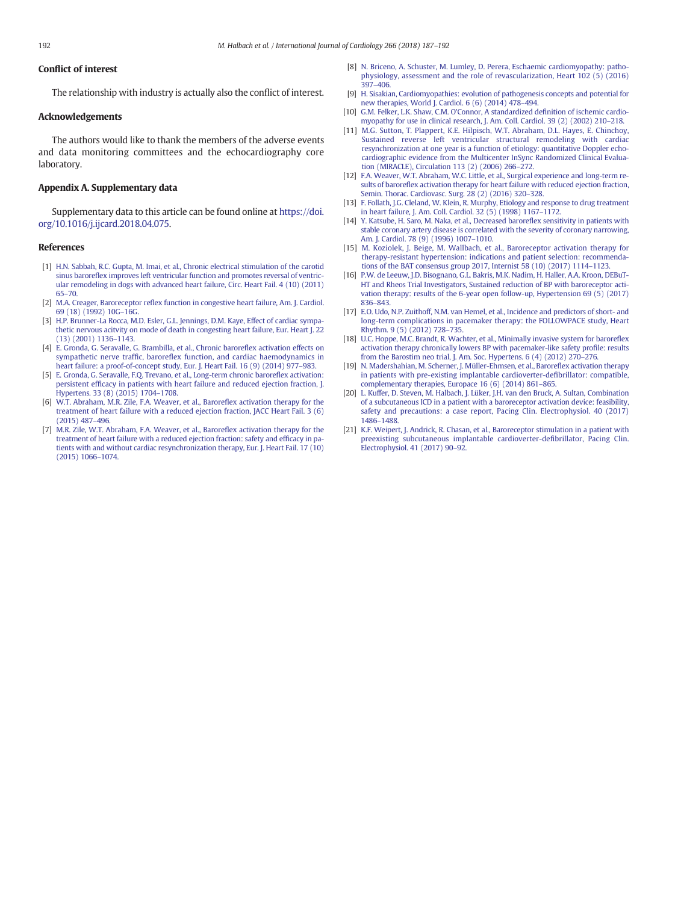## Conflict of interest

The relationship with industry is actually also the conflict of interest.

## Acknowledgements

The authors would like to thank the members of the adverse events and data monitoring committees and the echocardiography core laboratory.

## Appendix A. Supplementary data

Supplementary data to this article can be found online at https://doi.org/10.1016/j.ijcard.2018.04.075.

## References

[1] H.N. Sabbah, R.C. Gupta, M. Imai, et al., Chronic electrical stimulation of the carotid sinus baroreflex improves left ventricular function and promotes reversal of ventricular remodeling in dogs with advanced heart failure, Circ. Heart Fail. 4 (10) (2011) 65–70.

[2] M.A. Creager, Baroreceptor reflex function in congestive heart failure, Am. J. Cardiol. 69 (18) (1992) 10G–16G.

[3] H.P. Brunner-La Rocca, M.D. Esler, G.L. Jennings, D.M. Kaye, Effect of cardiac sympathetic nervous acitvity on mode of death in congesting heart failure, Eur. Heart J. 22 (13) (2001) 1136–1143.

[4] E. Gronda, G. Seravalle, G. Brambilla, et al., Chronic baroreflex activation effects on sympathetic nerve traffic, baroreflex function, and cardiac haemodynamics in heart failure: a proof-of-concept study, Eur. J. Heart Fail. 16 (9) (2014) 977–983.

[5] E. Gronda, G. Seravalle, F.Q. Trevano, et al., Long-term chronic baroreflex activation: persistent efficacy in patients with heart failure and reduced ejection fraction, J. Hypertens. 33 (8) (2015) 1704–1708.

[6] W.T. Abraham, M.R. Zile, F.A. Weaver, et al., Baroreflex activation therapy for the treatment of heart failure with a reduced ejection fraction, JACC Heart Fail. 3 (6) (2015) 487–496.

[7] M.R. Zile, W.T. Abraham, F.A. Weaver, et al., Baroreflex activation therapy for the treatment of heart failure with a reduced ejection fraction: safety and efficacy in patients with and without cardiac resynchronization therapy, Eur. J. Heart Fail. 17 (10) (2015) 1066–1074.

[8] N. Briceno, A. Schuster, M. Lumley, D. Perera, Eschaemic cardiomyopathy: pathophysiology, assessment and the role of revascularization, Heart 102 (5) (2016) 397–406.

[9] H. Sisakian, Cardiomyopathies: evolution of pathogenesis concepts and potential for new therapies, World J. Cardiol. 6 (6) (2014) 478–494.

[10] G.M. Felker, L.K. Shaw, C.M. O'Connor, A standardized definition of ischemic cardiomyopathy for use in clinical research, J. Am. Coll. Cardiol. 39 (2) (2002) 210–218.

[11] M.G. Sutton, T. Plappert, K.E. Hilpisch, W.T. Abraham, D.L. Hayes, E. Chinchoy, Sustained reverse left ventricular structural remodeling with cardiac resynchronization at one year is a function of etiology: quantitative Doppler echocardiographic evidence from the Multicenter InSync Randomized Clinical Evaluation (MIRACLE), Circulation 113 (2) (2006) 266–272.

[12] F.A. Weaver, W.T. Abraham, W.C. Little, et al., Surgical experience and long-term results of baroreflex activation therapy for heart failure with reduced ejection fraction, Semin. Thorac. Cardiovasc. Surg. 28 (2) (2016) 320–328.

[13] F. Follath, J.G. Cleland, W. Klein, R. Murphy, Etiology and response to drug treatment in heart failure, J. Am. Coll. Cardiol. 32 (5) (1998) 1167–1172.

[14] Y. Katsube, H. Saro, M. Naka, et al., Decreased baroreflex sensitivity in patients with stable coronary artery disease is correlated with the severity of coronary narrowing, Am. J. Cardiol. 78 (9) (1996) 1007–1010.

[15] M. Koziolek, J. Beige, M. Wallbach, et al., Baroreceptor activation therapy for therapy-resistant hypertension: indications and patient selection: recommendations of the BAT consensus group 2017, Internist 58 (10) (2017) 1114–1123.

[16] P.W. de Leeuw, J.D. Bisognano, G.L. Bakris, M.K. Nadim, H. Haller, A.A. Kroon, DEBuT-HT and Rheos Trial Investigators, Sustained reduction of BP with baroreceptor activation therapy: results of the 6-year open follow-up, Hypertension 69 (5) (2017) 836–843.

[17] E.O. Udo, N.P. Zuithoff, N.M. van Hemel, et al., Incidence and predictors of short- and long-term complications in pacemaker therapy: the FOLLOWPACE study, Heart Rhythm. 9 (5) (2012) 728–735.

[18] U.C. Hoppe, M.C. Brandt, R. Wachter, et al., Minimally invasive system for baroreflex activation therapy chronically lowers BP with pacemaker-like safety profile: results from the Barostim neo trial, J. Am. Soc. Hypertens. 6 (4) (2012) 270–276.

[19] N. Madershahian, M. Scherner, J. Müller-Ehmsen, et al., Baroreflex activation therapy in patients with pre-existing implantable cardioverter-defibrillator: compatible, complementary therapies, Europace 16 (6) (2014) 861–865.

[20] L. Kuffer, D. Steven, M. Halbach, J. Lüker, J.H. van den Bruck, A. Sultan, Combination of a subcutaneous ICD in a patient with a baroreceptor activation device: feasibility, safety and precautions: a case report, Pacing Clin. Electrophysiol. 40 (2017) 1486–1488.

[21] K.F. Weipert, J. Andrick, R. Chasan, et al., Baroreceptor stimulation in a patient with preexisting subcutaneous implantable cardioverter-defibrillator, Pacing Clin. Electrophysiol. 41 (2017) 90–92.